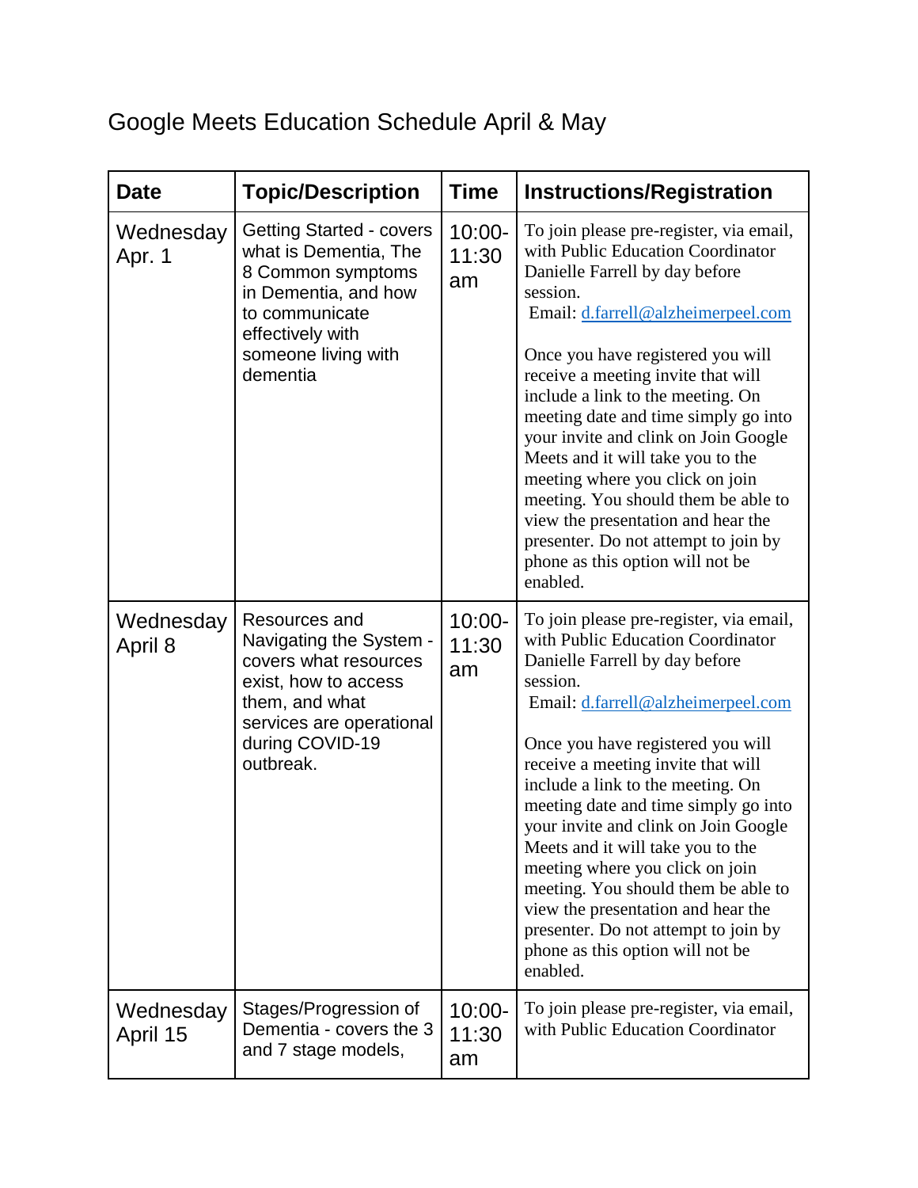# Google Meets Education Schedule April & May

| Date | Topic/Description | Time | Instructions/Registration |
|---|---|---|---|
| Wednesday Apr. 1 | Getting Started - covers what is Dementia, The 8 Common symptoms in Dementia, and how to communicate effectively with someone living with dementia | 10:00-11:30 am | To join please pre-register, via email, with Public Education Coordinator Danielle Farrell by day before session. Email: d.farrell@alzheimerpeel.com<br><br>Once you have registered you will receive a meeting invite that will include a link to the meeting. On meeting date and time simply go into your invite and clink on Join Google Meets and it will take you to the meeting where you click on join meeting. You should them be able to view the presentation and hear the presenter. Do not attempt to join by phone as this option will not be enabled. |
| Wednesday April 8 | Resources and Navigating the System - covers what resources exist, how to access them, and what services are operational during COVID-19 outbreak. | 10:00-11:30 am | To join please pre-register, via email, with Public Education Coordinator Danielle Farrell by day before session. Email: d.farrell@alzheimerpeel.com<br><br>Once you have registered you will receive a meeting invite that will include a link to the meeting. On meeting date and time simply go into your invite and clink on Join Google Meets and it will take you to the meeting where you click on join meeting. You should them be able to view the presentation and hear the presenter. Do not attempt to join by phone as this option will not be enabled. |
| Wednesday April 15 | Stages/Progression of Dementia - covers the 3 and 7 stage models, | 10:00-11:30 am | To join please pre-register, via email, with Public Education Coordinator |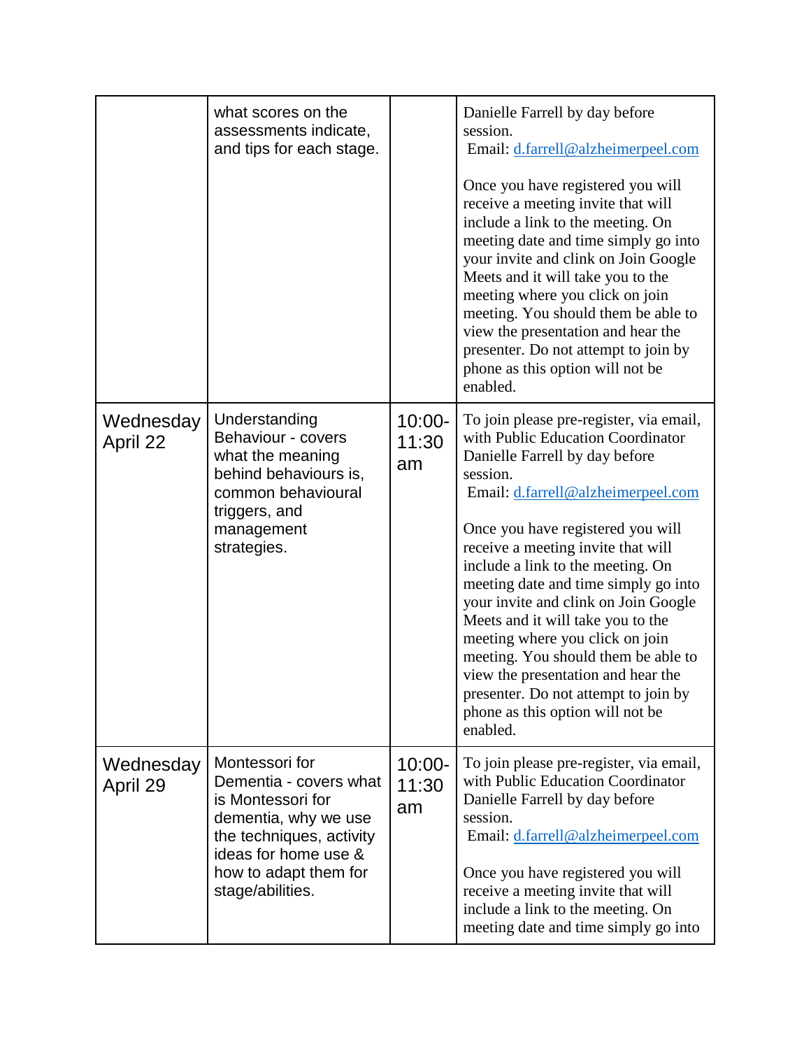| | | | |
|---|---|---|---|
| | what scores on the assessments indicate, and tips for each stage. | | Danielle Farrell by day before session. Email: d.farrell@alzheimerpeel.com<br><br>Once you have registered you will receive a meeting invite that will include a link to the meeting. On meeting date and time simply go into your invite and clink on Join Google Meets and it will take you to the meeting where you click on join meeting. You should them be able to view the presentation and hear the presenter. Do not attempt to join by phone as this option will not be enabled. |
| Wednesday April 22 | Understanding Behaviour - covers what the meaning behind behaviours is, common behavioural triggers, and management strategies. | 10:00-11:30 am | To join please pre-register, via email, with Public Education Coordinator Danielle Farrell by day before session. Email: d.farrell@alzheimerpeel.com<br><br>Once you have registered you will receive a meeting invite that will include a link to the meeting. On meeting date and time simply go into your invite and clink on Join Google Meets and it will take you to the meeting where you click on join meeting. You should them be able to view the presentation and hear the presenter. Do not attempt to join by phone as this option will not be enabled. |
| Wednesday April 29 | Montessori for Dementia - covers what is Montessori for dementia, why we use the techniques, activity ideas for home use & how to adapt them for stage/abilities. | 10:00-11:30 am | To join please pre-register, via email, with Public Education Coordinator Danielle Farrell by day before session. Email: d.farrell@alzheimerpeel.com<br><br>Once you have registered you will receive a meeting invite that will include a link to the meeting. On meeting date and time simply go into |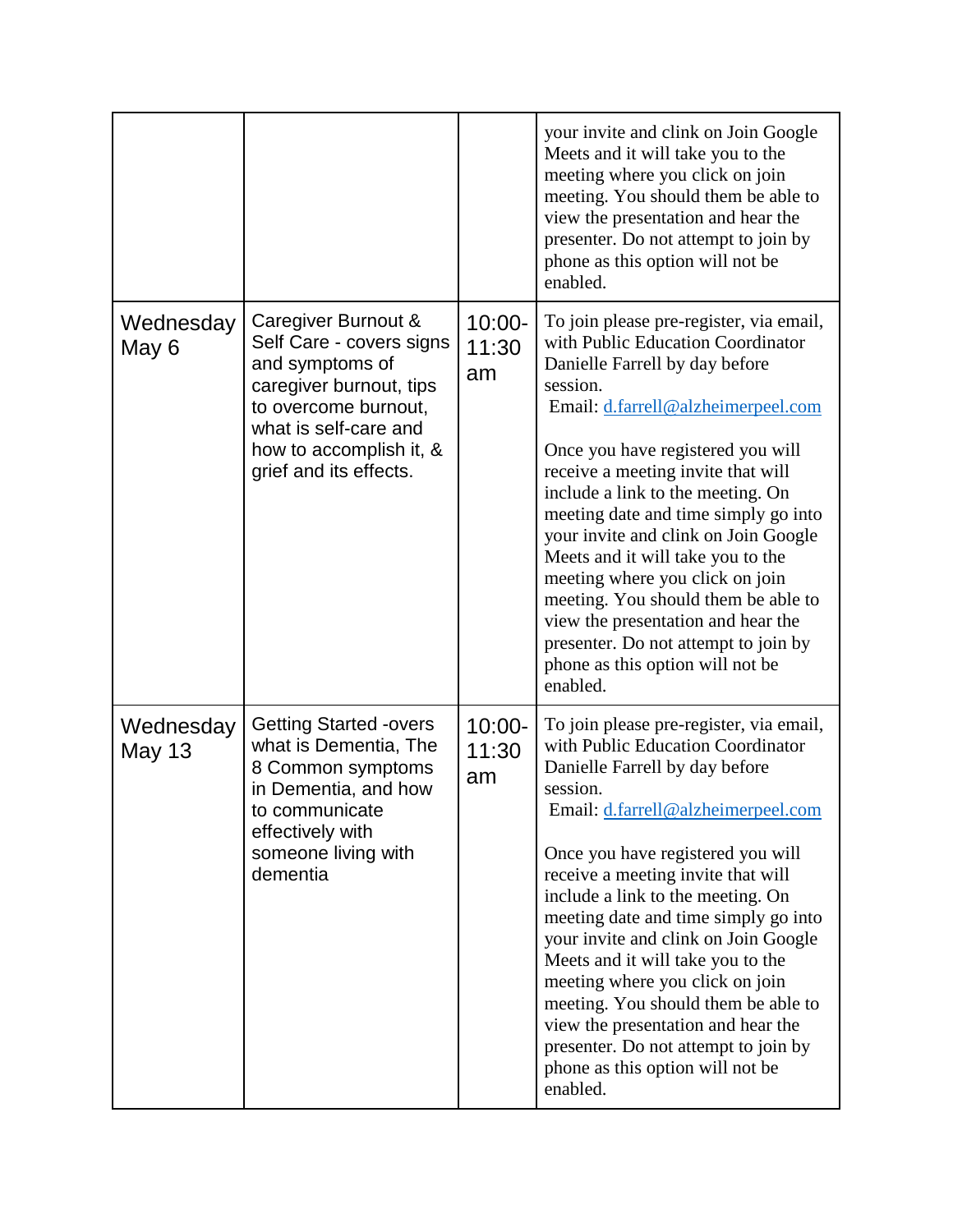| | | | |
|---|---|---|---|
| | | | your invite and clink on Join Google Meets and it will take you to the meeting where you click on join meeting. You should them be able to view the presentation and hear the presenter. Do not attempt to join by phone as this option will not be enabled. |
| Wednesday May 6 | Caregiver Burnout & Self Care - covers signs and symptoms of caregiver burnout, tips to overcome burnout, what is self-care and how to accomplish it, & grief and its effects. | 10:00-11:30 am | To join please pre-register, via email, with Public Education Coordinator Danielle Farrell by day before session.<br>Email: d.farrell@alzheimerpeel.com<br><br>Once you have registered you will receive a meeting invite that will include a link to the meeting. On meeting date and time simply go into your invite and clink on Join Google Meets and it will take you to the meeting where you click on join meeting. You should them be able to view the presentation and hear the presenter. Do not attempt to join by phone as this option will not be enabled. |
| Wednesday May 13 | Getting Started -overs what is Dementia, The 8 Common symptoms in Dementia, and how to communicate effectively with someone living with dementia | 10:00-11:30 am | To join please pre-register, via email, with Public Education Coordinator Danielle Farrell by day before session.<br>Email: d.farrell@alzheimerpeel.com<br><br>Once you have registered you will receive a meeting invite that will include a link to the meeting. On meeting date and time simply go into your invite and clink on Join Google Meets and it will take you to the meeting where you click on join meeting. You should them be able to view the presentation and hear the presenter. Do not attempt to join by phone as this option will not be enabled. |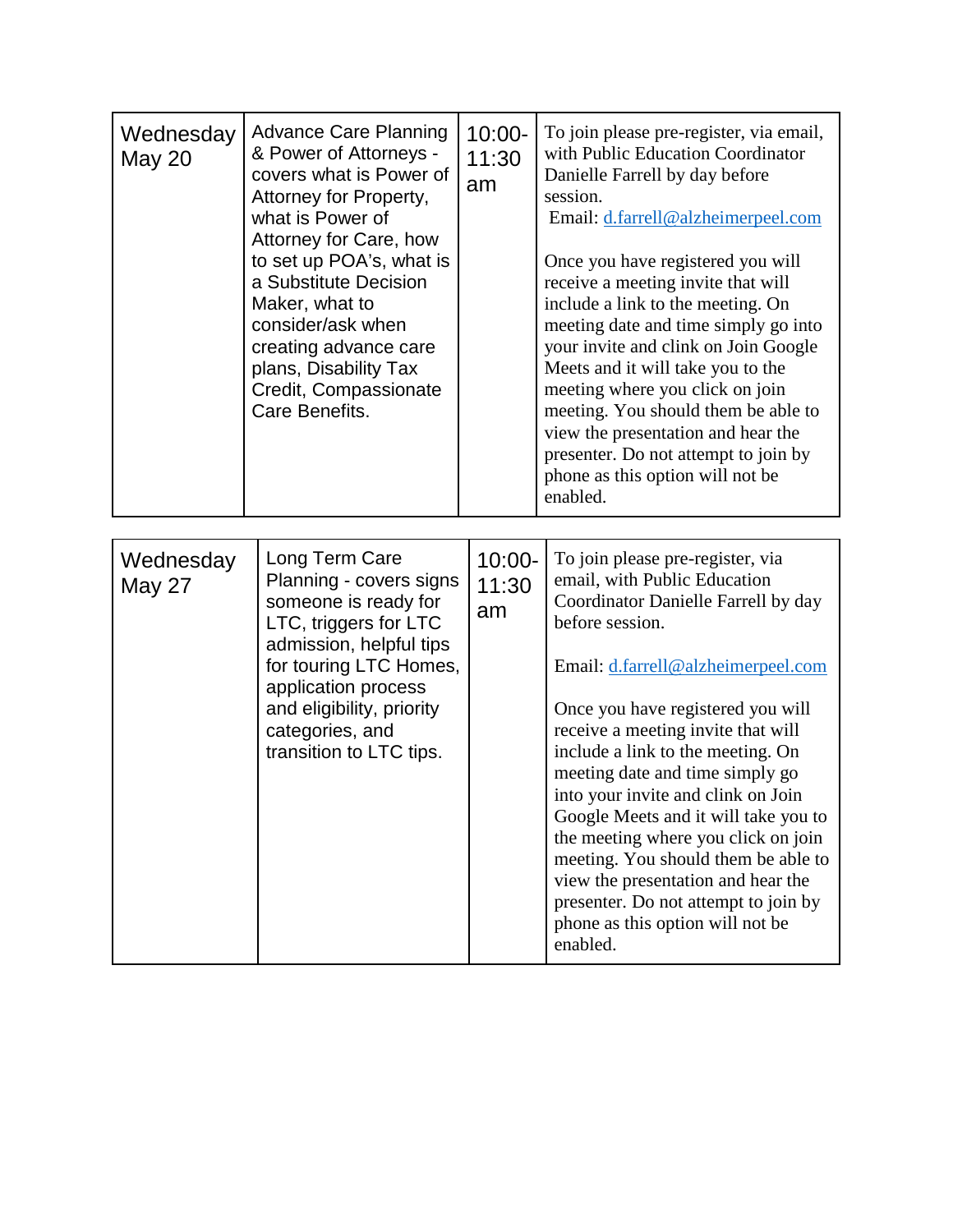| | | | |
|---|---|---|---|
| Wednesday May 20 | Advance Care Planning & Power of Attorneys - covers what is Power of Attorney for Property, what is Power of Attorney for Care, how to set up POA's, what is a Substitute Decision Maker, what to consider/ask when creating advance care plans, Disability Tax Credit, Compassionate Care Benefits. | 10:00-11:30 am | To join please pre-register, via email, with Public Education Coordinator Danielle Farrell by day before session. Email: d.farrell@alzheimerpeel.com<br><br>Once you have registered you will receive a meeting invite that will include a link to the meeting. On meeting date and time simply go into your invite and clink on Join Google Meets and it will take you to the meeting where you click on join meeting. You should them be able to view the presentation and hear the presenter. Do not attempt to join by phone as this option will not be enabled. |

| | | | |
|---|---|---|---|
| Wednesday May 27 | Long Term Care Planning - covers signs someone is ready for LTC, triggers for LTC admission, helpful tips for touring LTC Homes, application process and eligibility, priority categories, and transition to LTC tips. | 10:00-11:30 am | To join please pre-register, via email, with Public Education Coordinator Danielle Farrell by day before session.<br><br>Email: d.farrell@alzheimerpeel.com<br><br>Once you have registered you will receive a meeting invite that will include a link to the meeting. On meeting date and time simply go into your invite and clink on Join Google Meets and it will take you to the meeting where you click on join meeting. You should them be able to view the presentation and hear the presenter. Do not attempt to join by phone as this option will not be enabled. |